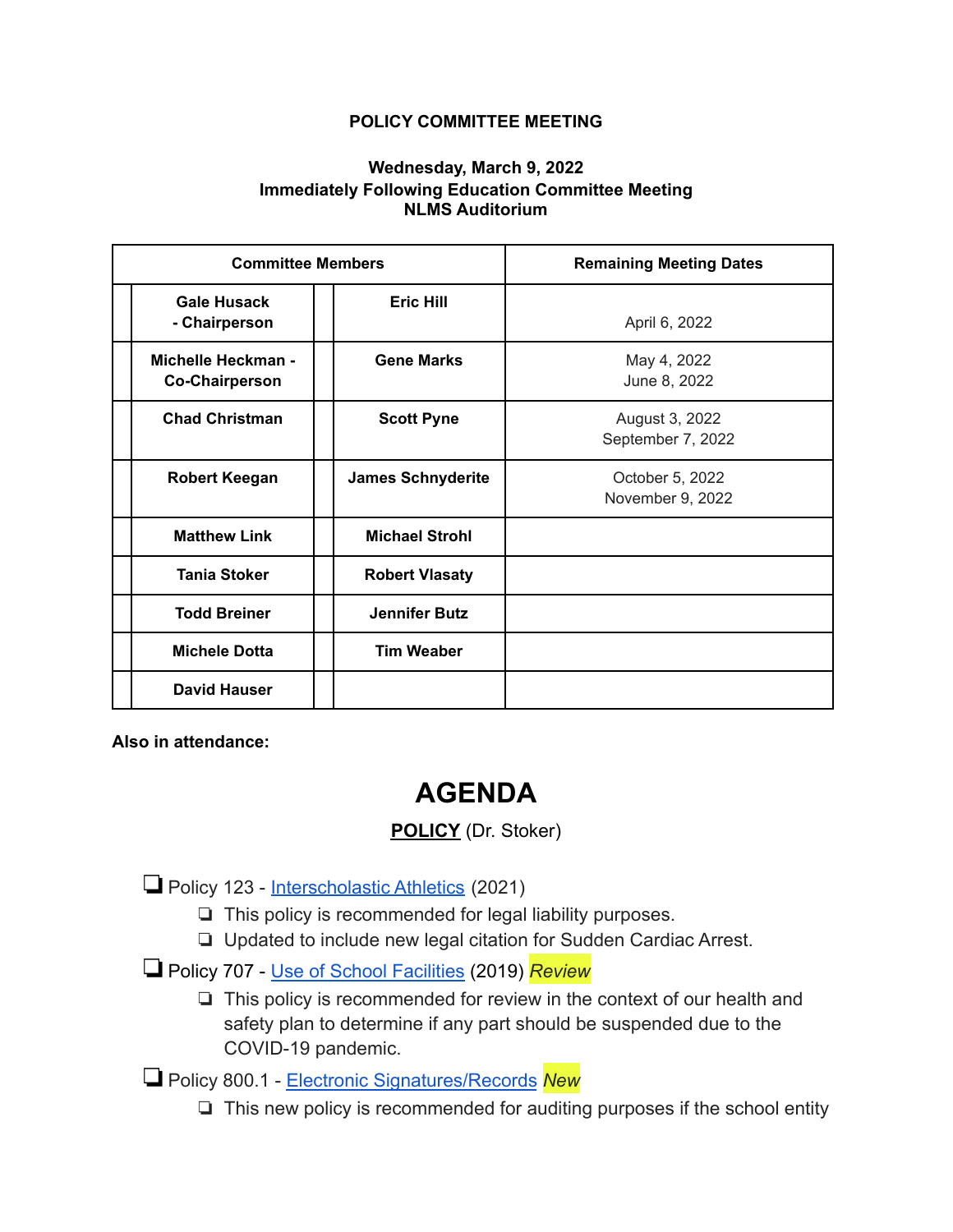**POLICY COMMITTEE MEETING**

**Wednesday, March 9, 2022**
**Immediately Following Education Committee Meeting**
**NLMS Auditorium**

| | Committee Members | | | Remaining Meeting Dates |
|---|---|---|---|---|
| | **Gale Husack - Chairperson** | | **Eric Hill** | April 6, 2022 |
| | **Michelle Heckman - Co-Chairperson** | | **Gene Marks** | May 4, 2022<br>June 8, 2022 |
| | **Chad Christman** | | **Scott Pyne** | August 3, 2022<br>September 7, 2022 |
| | **Robert Keegan** | | **James Schnyderite** | October 5, 2022<br>November 9, 2022 |
| | **Matthew Link** | | **Michael Strohl** | |
| | **Tania Stoker** | | **Robert Vlasaty** | |
| | **Todd Breiner** | | **Jennifer Butz** | |
| | **Michele Dotta** | | **Tim Weaber** | |
| | **David Hauser** | | | |

**Also in attendance:**

# AGENDA

**POLICY** (Dr. Stoker)

- ❑ Policy 123 - Interscholastic Athletics (2021)
  - ❑ This policy is recommended for legal liability purposes.
  - ❑ Updated to include new legal citation for Sudden Cardiac Arrest.
- ❑ Policy 707 - Use of School Facilities (2019) *Review*
  - ❑ This policy is recommended for review in the context of our health and safety plan to determine if any part should be suspended due to the COVID-19 pandemic.
- ❑ Policy 800.1 - Electronic Signatures/Records *New*
  - ❑ This new policy is recommended for auditing purposes if the school entity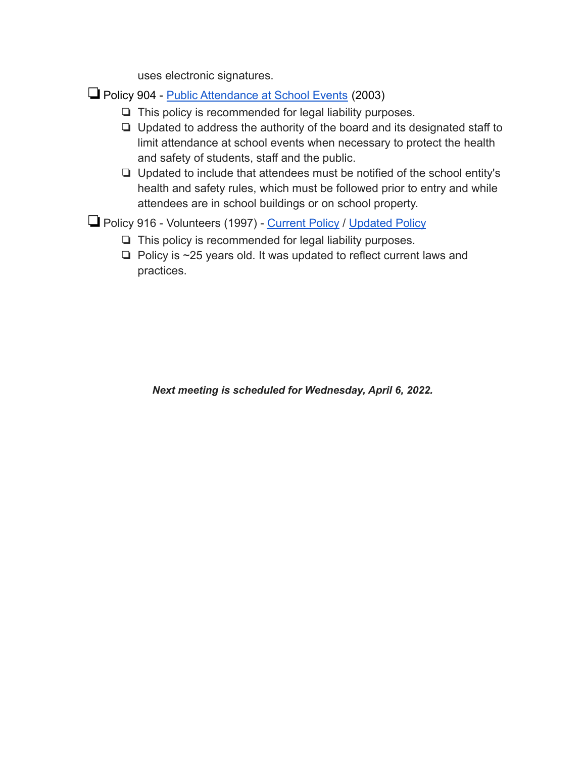uses electronic signatures.

- Policy 904 - Public Attendance at School Events (2003)
  - This policy is recommended for legal liability purposes.
  - Updated to address the authority of the board and its designated staff to limit attendance at school events when necessary to protect the health and safety of students, staff and the public.
  - Updated to include that attendees must be notified of the school entity's health and safety rules, which must be followed prior to entry and while attendees are in school buildings or on school property.
- Policy 916 - Volunteers (1997) - Current Policy / Updated Policy
  - This policy is recommended for legal liability purposes.
  - Policy is ~25 years old. It was updated to reflect current laws and practices.

***Next meeting is scheduled for Wednesday, April 6, 2022.***